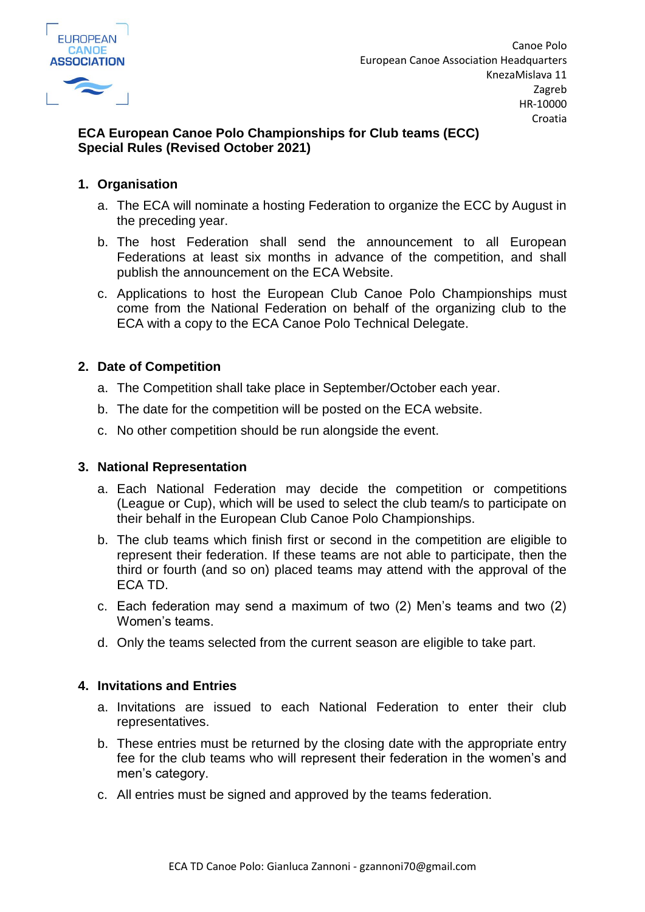Canoe Polo
European Canoe Association Headquarters
KnezaMislava 11
Zagreb
HR-10000
Croatia

**ECA European Canoe Polo Championships for Club teams (ECC)**
**Special Rules (Revised October 2021)**

## 1. Organisation

a. The ECA will nominate a hosting Federation to organize the ECC by August in the preceding year.

b. The host Federation shall send the announcement to all European Federations at least six months in advance of the competition, and shall publish the announcement on the ECA Website.

c. Applications to host the European Club Canoe Polo Championships must come from the National Federation on behalf of the organizing club to the ECA with a copy to the ECA Canoe Polo Technical Delegate.

## 2. Date of Competition

a. The Competition shall take place in September/October each year.

b. The date for the competition will be posted on the ECA website.

c. No other competition should be run alongside the event.

## 3. National Representation

a. Each National Federation may decide the competition or competitions (League or Cup), which will be used to select the club team/s to participate on their behalf in the European Club Canoe Polo Championships.

b. The club teams which finish first or second in the competition are eligible to represent their federation. If these teams are not able to participate, then the third or fourth (and so on) placed teams may attend with the approval of the ECA TD.

c. Each federation may send a maximum of two (2) Men's teams and two (2) Women's teams.

d. Only the teams selected from the current season are eligible to take part.

## 4. Invitations and Entries

a. Invitations are issued to each National Federation to enter their club representatives.

b. These entries must be returned by the closing date with the appropriate entry fee for the club teams who will represent their federation in the women's and men's category.

c. All entries must be signed and approved by the teams federation.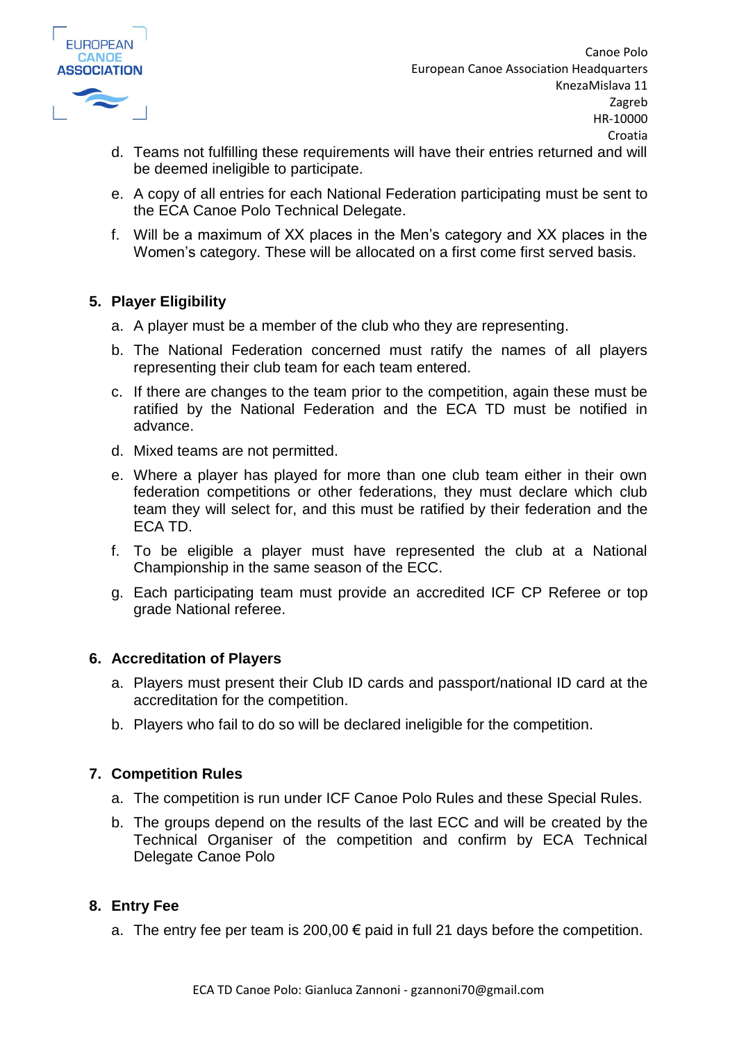d. Teams not fulfilling these requirements will have their entries returned and will be deemed ineligible to participate.

e. A copy of all entries for each National Federation participating must be sent to the ECA Canoe Polo Technical Delegate.

f. Will be a maximum of XX places in the Men's category and XX places in the Women's category. These will be allocated on a first come first served basis.

## 5. Player Eligibility

a. A player must be a member of the club who they are representing.

b. The National Federation concerned must ratify the names of all players representing their club team for each team entered.

c. If there are changes to the team prior to the competition, again these must be ratified by the National Federation and the ECA TD must be notified in advance.

d. Mixed teams are not permitted.

e. Where a player has played for more than one club team either in their own federation competitions or other federations, they must declare which club team they will select for, and this must be ratified by their federation and the ECA TD.

f. To be eligible a player must have represented the club at a National Championship in the same season of the ECC.

g. Each participating team must provide an accredited ICF CP Referee or top grade National referee.

## 6. Accreditation of Players

a. Players must present their Club ID cards and passport/national ID card at the accreditation for the competition.

b. Players who fail to do so will be declared ineligible for the competition.

## 7. Competition Rules

a. The competition is run under ICF Canoe Polo Rules and these Special Rules.

b. The groups depend on the results of the last ECC and will be created by the Technical Organiser of the competition and confirm by ECA Technical Delegate Canoe Polo

## 8. Entry Fee

a. The entry fee per team is 200,00 € paid in full 21 days before the competition.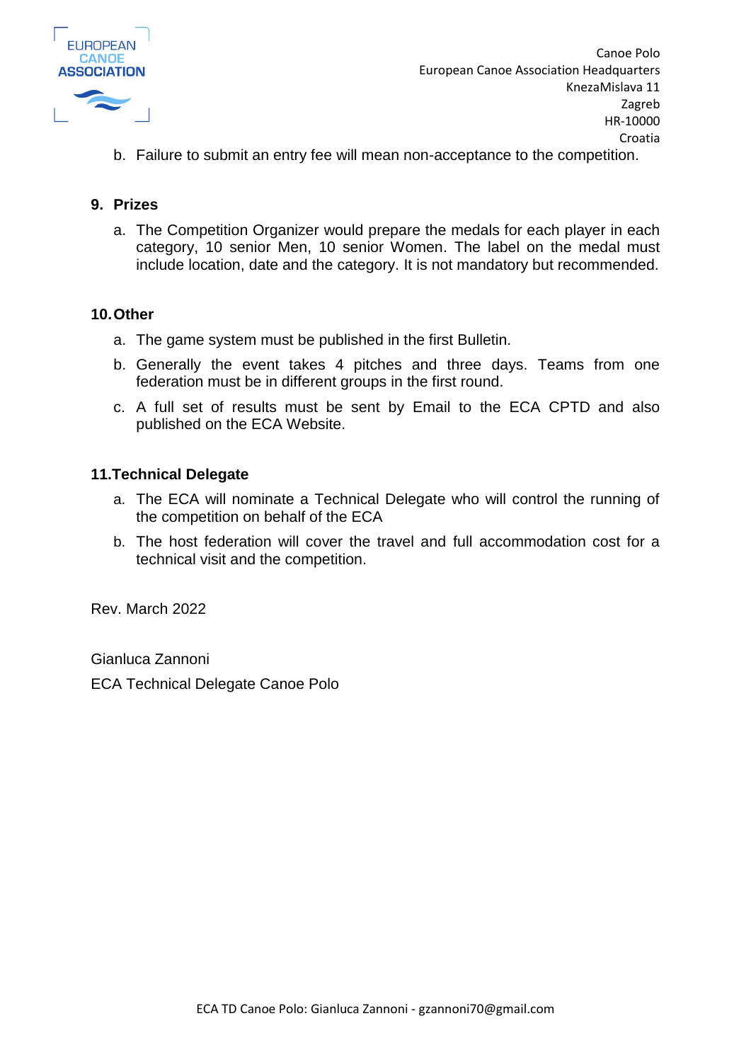b. Failure to submit an entry fee will mean non-acceptance to the competition.

## 9. Prizes

a. The Competition Organizer would prepare the medals for each player in each category, 10 senior Men, 10 senior Women. The label on the medal must include location, date and the category. It is not mandatory but recommended.

## 10. Other

a. The game system must be published in the first Bulletin.

b. Generally the event takes 4 pitches and three days. Teams from one federation must be in different groups in the first round.

c. A full set of results must be sent by Email to the ECA CPTD and also published on the ECA Website.

## 11. Technical Delegate

a. The ECA will nominate a Technical Delegate who will control the running of the competition on behalf of the ECA

b. The host federation will cover the travel and full accommodation cost for a technical visit and the competition.

Rev. March 2022

Gianluca Zannoni

ECA Technical Delegate Canoe Polo